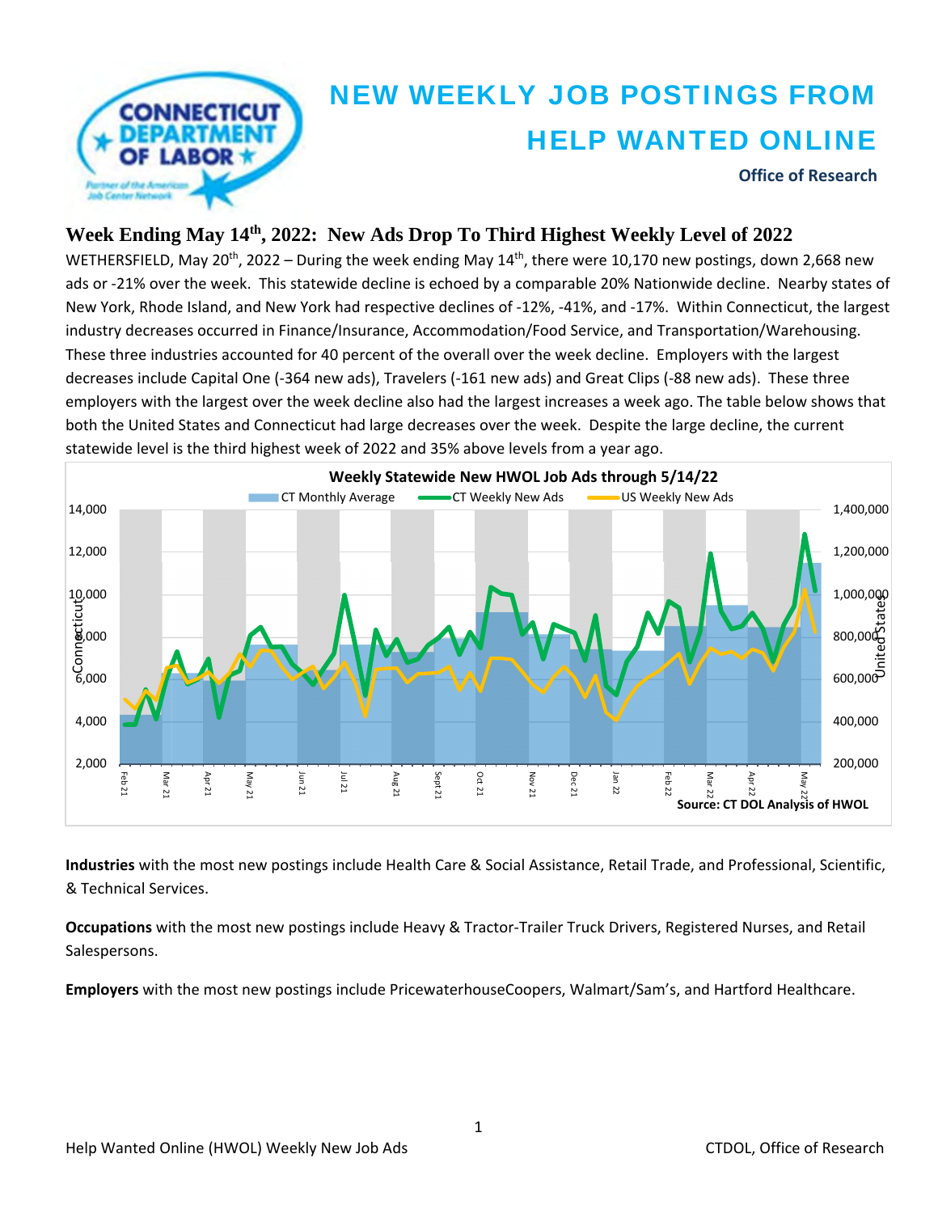# NEW WEEKLY JOB POSTINGS FROM HELP WANTED ONLINE

**Office of Research**

## Week Ending May 14th, 2022: New Ads Drop To Third Highest Weekly Level of 2022

WETHERSFIELD, May 20th, 2022 – During the week ending May 14th, there were 10,170 new postings, down 2,668 new ads or -21% over the week. This statewide decline is echoed by a comparable 20% Nationwide decline. Nearby states of New York, Rhode Island, and New York had respective declines of -12%, -41%, and -17%. Within Connecticut, the largest industry decreases occurred in Finance/Insurance, Accommodation/Food Service, and Transportation/Warehousing. These three industries accounted for 40 percent of the overall over the week decline. Employers with the largest decreases include Capital One (-364 new ads), Travelers (-161 new ads) and Great Clips (-88 new ads). These three employers with the largest over the week decline also had the largest increases a week ago. The table below shows that both the United States and Connecticut had large decreases over the week. Despite the large decline, the current statewide level is the third highest week of 2022 and 35% above levels from a year ago.

**Weekly Statewide New HWOL Job Ads through 5/14/22**

Source: CT DOL Analysis of HWOL

**Industries** with the most new postings include Health Care & Social Assistance, Retail Trade, and Professional, Scientific, & Technical Services.

**Occupations** with the most new postings include Heavy & Tractor-Trailer Truck Drivers, Registered Nurses, and Retail Salespersons.

**Employers** with the most new postings include PricewaterhouseCoopers, Walmart/Sam's, and Hartford Healthcare.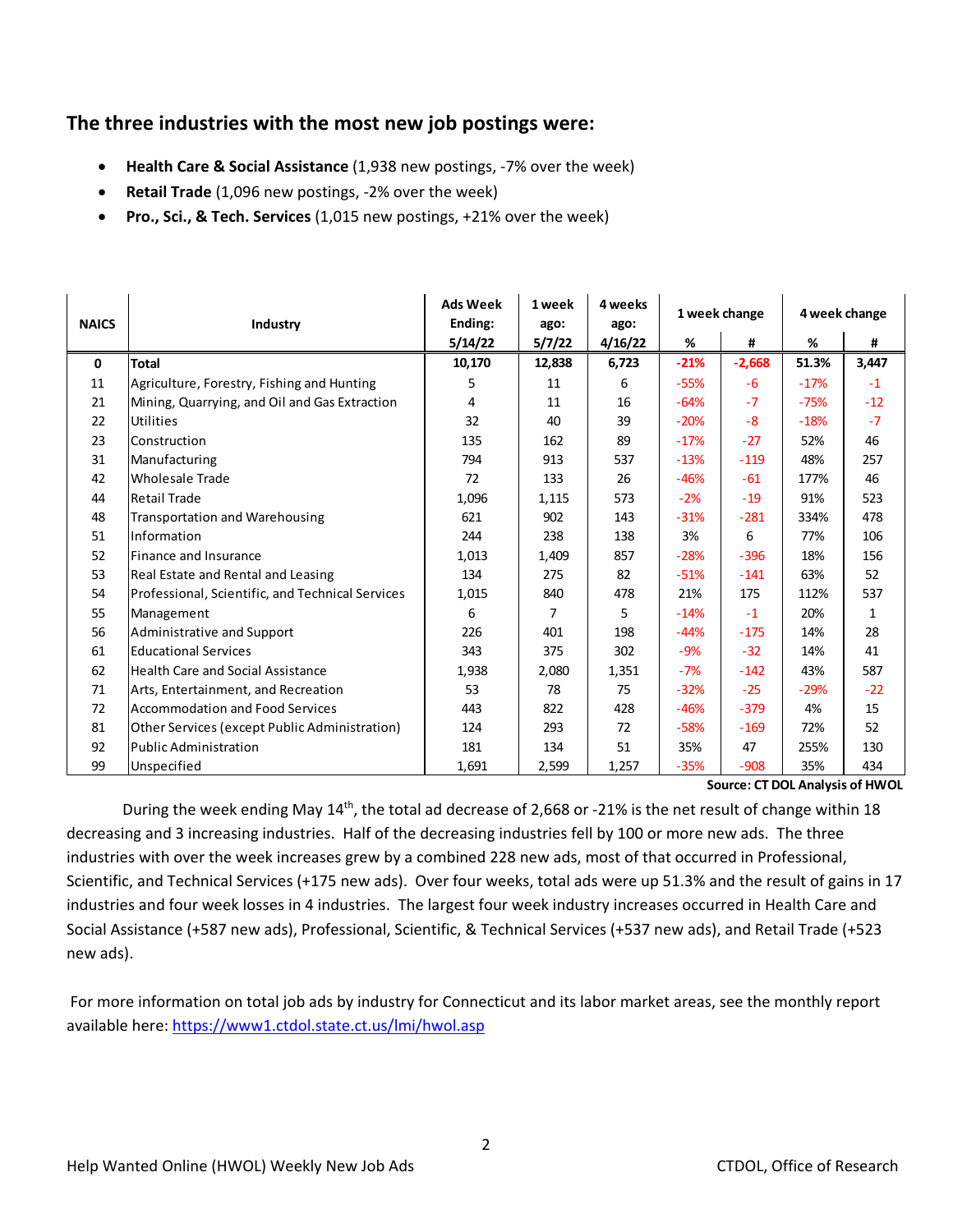## The three industries with the most new job postings were:

- **Health Care & Social Assistance** (1,938 new postings, -7% over the week)
- **Retail Trade** (1,096 new postings, -2% over the week)
- **Pro., Sci., & Tech. Services** (1,015 new postings, +21% over the week)

| NAICS | Industry | Ads Week Ending: 5/14/22 | 1 week ago: 5/7/22 | 4 weeks ago: 4/16/22 | 1 week change | | 4 week change | |
|---|---|---|---|---|---|---|---|---|
| | | | | | % | # | % | # |
| **0** | **Total** | **10,170** | **12,838** | **6,723** | **-21%** | **-2,668** | **51.3%** | **3,447** |
| 11 | Agriculture, Forestry, Fishing and Hunting | 5 | 11 | 6 | -55% | -6 | -17% | -1 |
| 21 | Mining, Quarrying, and Oil and Gas Extraction | 4 | 11 | 16 | -64% | -7 | -75% | -12 |
| 22 | Utilities | 32 | 40 | 39 | -20% | -8 | -18% | -7 |
| 23 | Construction | 135 | 162 | 89 | -17% | -27 | 52% | 46 |
| 31 | Manufacturing | 794 | 913 | 537 | -13% | -119 | 48% | 257 |
| 42 | Wholesale Trade | 72 | 133 | 26 | -46% | -61 | 177% | 46 |
| 44 | Retail Trade | 1,096 | 1,115 | 573 | -2% | -19 | 91% | 523 |
| 48 | Transportation and Warehousing | 621 | 902 | 143 | -31% | -281 | 334% | 478 |
| 51 | Information | 244 | 238 | 138 | 3% | 6 | 77% | 106 |
| 52 | Finance and Insurance | 1,013 | 1,409 | 857 | -28% | -396 | 18% | 156 |
| 53 | Real Estate and Rental and Leasing | 134 | 275 | 82 | -51% | -141 | 63% | 52 |
| 54 | Professional, Scientific, and Technical Services | 1,015 | 840 | 478 | 21% | 175 | 112% | 537 |
| 55 | Management | 6 | 7 | 5 | -14% | -1 | 20% | 1 |
| 56 | Administrative and Support | 226 | 401 | 198 | -44% | -175 | 14% | 28 |
| 61 | Educational Services | 343 | 375 | 302 | -9% | -32 | 14% | 41 |
| 62 | Health Care and Social Assistance | 1,938 | 2,080 | 1,351 | -7% | -142 | 43% | 587 |
| 71 | Arts, Entertainment, and Recreation | 53 | 78 | 75 | -32% | -25 | -29% | -22 |
| 72 | Accommodation and Food Services | 443 | 822 | 428 | -46% | -379 | 4% | 15 |
| 81 | Other Services (except Public Administration) | 124 | 293 | 72 | -58% | -169 | 72% | 52 |
| 92 | Public Administration | 181 | 134 | 51 | 35% | 47 | 255% | 130 |
| 99 | Unspecified | 1,691 | 2,599 | 1,257 | -35% | -908 | 35% | 434 |

**Source: CT DOL Analysis of HWOL**

During the week ending May 14th, the total ad decrease of 2,668 or -21% is the net result of change within 18 decreasing and 3 increasing industries. Half of the decreasing industries fell by 100 or more new ads. The three industries with over the week increases grew by a combined 228 new ads, most of that occurred in Professional, Scientific, and Technical Services (+175 new ads). Over four weeks, total ads were up 51.3% and the result of gains in 17 industries and four week losses in 4 industries. The largest four week industry increases occurred in Health Care and Social Assistance (+587 new ads), Professional, Scientific, & Technical Services (+537 new ads), and Retail Trade (+523 new ads).

For more information on total job ads by industry for Connecticut and its labor market areas, see the monthly report available here: https://www1.ctdol.state.ct.us/lmi/hwol.asp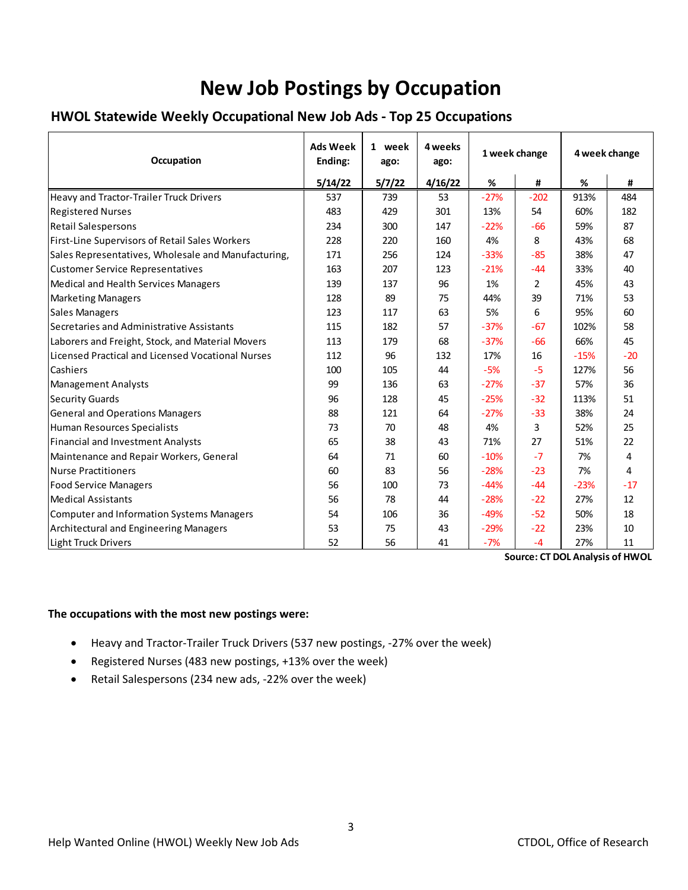# New Job Postings by Occupation

## HWOL Statewide Weekly Occupational New Job Ads - Top 25 Occupations

| Occupation | Ads Week Ending: | 1 week ago: | 4 weeks ago: | 1 week change | | 4 week change | |
|---|---|---|---|---|---|---|---|
| | 5/14/22 | 5/7/22 | 4/16/22 | % | # | % | # |
| Heavy and Tractor-Trailer Truck Drivers | 537 | 739 | 53 | -27% | -202 | 913% | 484 |
| Registered Nurses | 483 | 429 | 301 | 13% | 54 | 60% | 182 |
| Retail Salespersons | 234 | 300 | 147 | -22% | -66 | 59% | 87 |
| First-Line Supervisors of Retail Sales Workers | 228 | 220 | 160 | 4% | 8 | 43% | 68 |
| Sales Representatives, Wholesale and Manufacturing, | 171 | 256 | 124 | -33% | -85 | 38% | 47 |
| Customer Service Representatives | 163 | 207 | 123 | -21% | -44 | 33% | 40 |
| Medical and Health Services Managers | 139 | 137 | 96 | 1% | 2 | 45% | 43 |
| Marketing Managers | 128 | 89 | 75 | 44% | 39 | 71% | 53 |
| Sales Managers | 123 | 117 | 63 | 5% | 6 | 95% | 60 |
| Secretaries and Administrative Assistants | 115 | 182 | 57 | -37% | -67 | 102% | 58 |
| Laborers and Freight, Stock, and Material Movers | 113 | 179 | 68 | -37% | -66 | 66% | 45 |
| Licensed Practical and Licensed Vocational Nurses | 112 | 96 | 132 | 17% | 16 | -15% | -20 |
| Cashiers | 100 | 105 | 44 | -5% | -5 | 127% | 56 |
| Management Analysts | 99 | 136 | 63 | -27% | -37 | 57% | 36 |
| Security Guards | 96 | 128 | 45 | -25% | -32 | 113% | 51 |
| General and Operations Managers | 88 | 121 | 64 | -27% | -33 | 38% | 24 |
| Human Resources Specialists | 73 | 70 | 48 | 4% | 3 | 52% | 25 |
| Financial and Investment Analysts | 65 | 38 | 43 | 71% | 27 | 51% | 22 |
| Maintenance and Repair Workers, General | 64 | 71 | 60 | -10% | -7 | 7% | 4 |
| Nurse Practitioners | 60 | 83 | 56 | -28% | -23 | 7% | 4 |
| Food Service Managers | 56 | 100 | 73 | -44% | -44 | -23% | -17 |
| Medical Assistants | 56 | 78 | 44 | -28% | -22 | 27% | 12 |
| Computer and Information Systems Managers | 54 | 106 | 36 | -49% | -52 | 50% | 18 |
| Architectural and Engineering Managers | 53 | 75 | 43 | -29% | -22 | 23% | 10 |
| Light Truck Drivers | 52 | 56 | 41 | -7% | -4 | 27% | 11 |

**Source: CT DOL Analysis of HWOL**

**The occupations with the most new postings were:**

- Heavy and Tractor-Trailer Truck Drivers (537 new postings, -27% over the week)
- Registered Nurses (483 new postings, +13% over the week)
- Retail Salespersons (234 new ads, -22% over the week)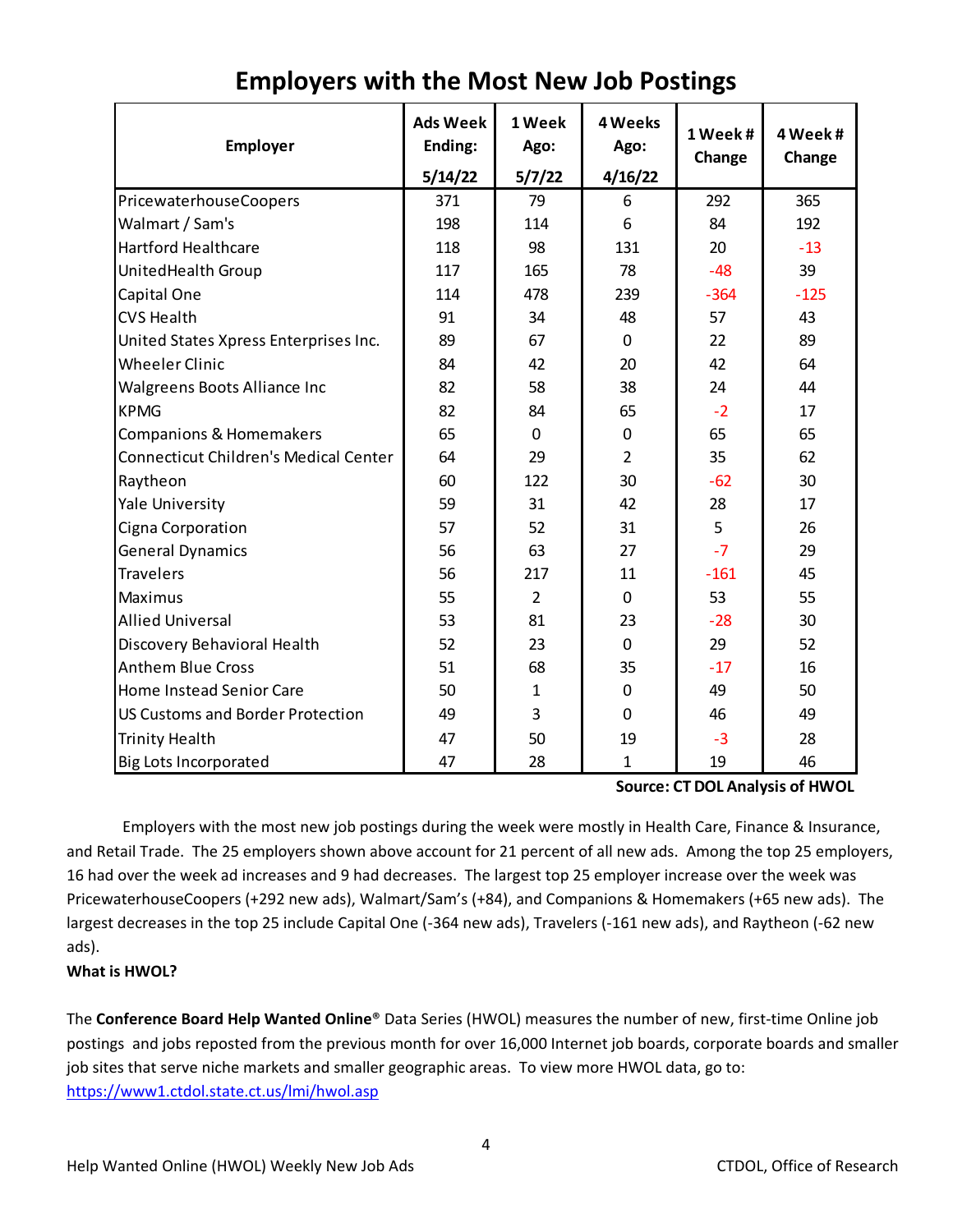# Employers with the Most New Job Postings

| Employer | Ads Week Ending: 5/14/22 | 1 Week Ago: 5/7/22 | 4 Weeks Ago: 4/16/22 | 1 Week # Change | 4 Week # Change |
|---|---|---|---|---|---|
| PricewaterhouseCoopers | 371 | 79 | 6 | 292 | 365 |
| Walmart / Sam's | 198 | 114 | 6 | 84 | 192 |
| Hartford Healthcare | 118 | 98 | 131 | 20 | -13 |
| UnitedHealth Group | 117 | 165 | 78 | -48 | 39 |
| Capital One | 114 | 478 | 239 | -364 | -125 |
| CVS Health | 91 | 34 | 48 | 57 | 43 |
| United States Xpress Enterprises Inc. | 89 | 67 | 0 | 22 | 89 |
| Wheeler Clinic | 84 | 42 | 20 | 42 | 64 |
| Walgreens Boots Alliance Inc | 82 | 58 | 38 | 24 | 44 |
| KPMG | 82 | 84 | 65 | -2 | 17 |
| Companions & Homemakers | 65 | 0 | 0 | 65 | 65 |
| Connecticut Children's Medical Center | 64 | 29 | 2 | 35 | 62 |
| Raytheon | 60 | 122 | 30 | -62 | 30 |
| Yale University | 59 | 31 | 42 | 28 | 17 |
| Cigna Corporation | 57 | 52 | 31 | 5 | 26 |
| General Dynamics | 56 | 63 | 27 | -7 | 29 |
| Travelers | 56 | 217 | 11 | -161 | 45 |
| Maximus | 55 | 2 | 0 | 53 | 55 |
| Allied Universal | 53 | 81 | 23 | -28 | 30 |
| Discovery Behavioral Health | 52 | 23 | 0 | 29 | 52 |
| Anthem Blue Cross | 51 | 68 | 35 | -17 | 16 |
| Home Instead Senior Care | 50 | 1 | 0 | 49 | 50 |
| US Customs and Border Protection | 49 | 3 | 0 | 46 | 49 |
| Trinity Health | 47 | 50 | 19 | -3 | 28 |
| Big Lots Incorporated | 47 | 28 | 1 | 19 | 46 |

**Source: CT DOL Analysis of HWOL**

Employers with the most new job postings during the week were mostly in Health Care, Finance & Insurance, and Retail Trade. The 25 employers shown above account for 21 percent of all new ads. Among the top 25 employers, 16 had over the week ad increases and 9 had decreases. The largest top 25 employer increase over the week was PricewaterhouseCoopers (+292 new ads), Walmart/Sam's (+84), and Companions & Homemakers (+65 new ads). The largest decreases in the top 25 include Capital One (-364 new ads), Travelers (-161 new ads), and Raytheon (-62 new ads).

**What is HWOL?**

The **Conference Board Help Wanted Online**® Data Series (HWOL) measures the number of new, first-time Online job postings and jobs reposted from the previous month for over 16,000 Internet job boards, corporate boards and smaller job sites that serve niche markets and smaller geographic areas. To view more HWOL data, go to: https://www1.ctdol.state.ct.us/lmi/hwol.asp